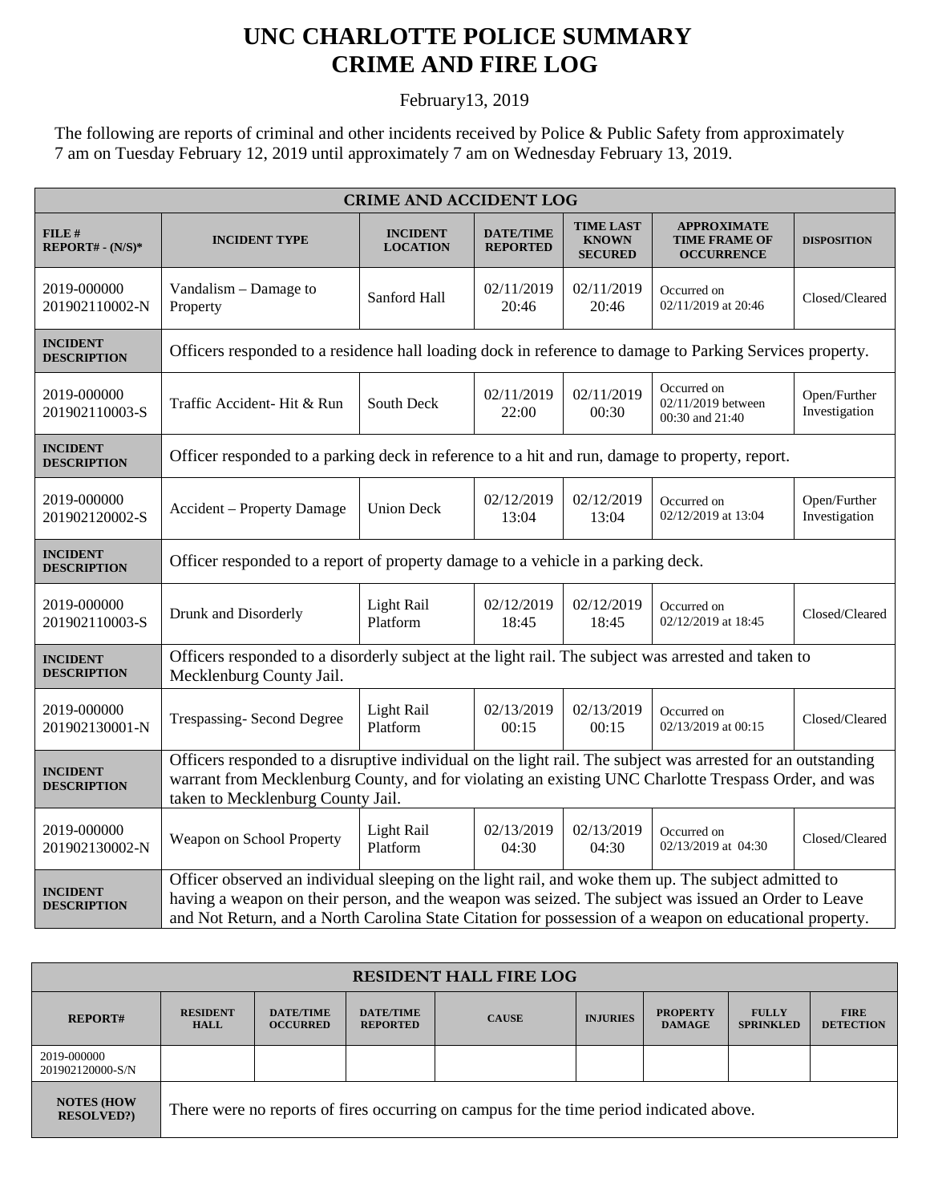# UNC CHARLOTTE POLICE SUMMARY
# CRIME AND FIRE LOG

February13, 2019

The following are reports of criminal and other incidents received by Police & Public Safety from approximately 7 am on Tuesday February 12, 2019 until approximately 7 am on Wednesday February 13, 2019.

| CRIME AND ACCIDENT LOG | | | | | | |
|---|---|---|---|---|---|---|
| **FILE # REPORT# - (N/S)*** | **INCIDENT TYPE** | **INCIDENT LOCATION** | **DATE/TIME REPORTED** | **TIME LAST KNOWN SECURED** | **APPROXIMATE TIME FRAME OF OCCURRENCE** | **DISPOSITION** |
| 2019-000000 201902110002-N | Vandalism – Damage to Property | Sanford Hall | 02/11/2019 20:46 | 02/11/2019 20:46 | Occurred on 02/11/2019 at 20:46 | Closed/Cleared |
| **INCIDENT DESCRIPTION** | Officers responded to a residence hall loading dock in reference to damage to Parking Services property. | | | | | |
| 2019-000000 201902110003-S | Traffic Accident- Hit & Run | South Deck | 02/11/2019 22:00 | 02/11/2019 00:30 | Occurred on 02/11/2019 between 00:30 and 21:40 | Open/Further Investigation |
| **INCIDENT DESCRIPTION** | Officer responded to a parking deck in reference to a hit and run, damage to property, report. | | | | | |
| 2019-000000 201902120002-S | Accident – Property Damage | Union Deck | 02/12/2019 13:04 | 02/12/2019 13:04 | Occurred on 02/12/2019 at 13:04 | Open/Further Investigation |
| **INCIDENT DESCRIPTION** | Officer responded to a report of property damage to a vehicle in a parking deck. | | | | | |
| 2019-000000 201902110003-S | Drunk and Disorderly | Light Rail Platform | 02/12/2019 18:45 | 02/12/2019 18:45 | Occurred on 02/12/2019 at 18:45 | Closed/Cleared |
| **INCIDENT DESCRIPTION** | Officers responded to a disorderly subject at the light rail. The subject was arrested and taken to Mecklenburg County Jail. | | | | | |
| 2019-000000 201902130001-N | Trespassing- Second Degree | Light Rail Platform | 02/13/2019 00:15 | 02/13/2019 00:15 | Occurred on 02/13/2019 at 00:15 | Closed/Cleared |
| **INCIDENT DESCRIPTION** | Officers responded to a disruptive individual on the light rail. The subject was arrested for an outstanding warrant from Mecklenburg County, and for violating an existing UNC Charlotte Trespass Order, and was taken to Mecklenburg County Jail. | | | | | |
| 2019-000000 201902130002-N | Weapon on School Property | Light Rail Platform | 02/13/2019 04:30 | 02/13/2019 04:30 | Occurred on 02/13/2019 at 04:30 | Closed/Cleared |
| **INCIDENT DESCRIPTION** | Officer observed an individual sleeping on the light rail, and woke them up. The subject admitted to having a weapon on their person, and the weapon was seized. The subject was issued an Order to Leave and Not Return, and a North Carolina State Citation for possession of a weapon on educational property. | | | | | |

| RESIDENT HALL FIRE LOG | | | | | | | | |
|---|---|---|---|---|---|---|---|---|
| **REPORT#** | **RESIDENT HALL** | **DATE/TIME OCCURRED** | **DATE/TIME REPORTED** | **CAUSE** | **INJURIES** | **PROPERTY DAMAGE** | **FULLY SPRINKLED** | **FIRE DETECTION** |
| 2019-000000 201902120000-S/N | | | | | | | | |
| **NOTES (HOW RESOLVED?)** | There were no reports of fires occurring on campus for the time period indicated above. | | | | | | | |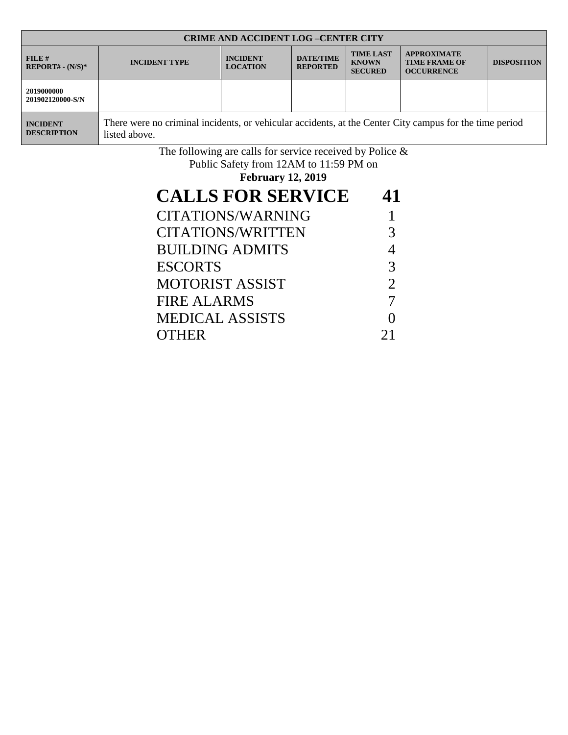| CRIME AND ACCIDENT LOG –CENTER CITY | | | | | | |
|---|---|---|---|---|---|---|
| **FILE # REPORT# - (N/S)*** | **INCIDENT TYPE** | **INCIDENT LOCATION** | **DATE/TIME REPORTED** | **TIME LAST KNOWN SECURED** | **APPROXIMATE TIME FRAME OF OCCURRENCE** | **DISPOSITION** |
| **2019000000 201902120000-S/N** | | | | | | |
| **INCIDENT DESCRIPTION** | There were no criminal incidents, or vehicular accidents, at the Center City campus for the time period listed above. | | | | | |

The following are calls for service received by Police & Public Safety from 12AM to 11:59 PM on

**February 12, 2019**

| | |
|---|---|
| **CALLS FOR SERVICE** | **41** |
| CITATIONS/WARNING | 1 |
| CITATIONS/WRITTEN | 3 |
| BUILDING ADMITS | 4 |
| ESCORTS | 3 |
| MOTORIST ASSIST | 2 |
| FIRE ALARMS | 7 |
| MEDICAL ASSISTS | 0 |
| OTHER | 21 |